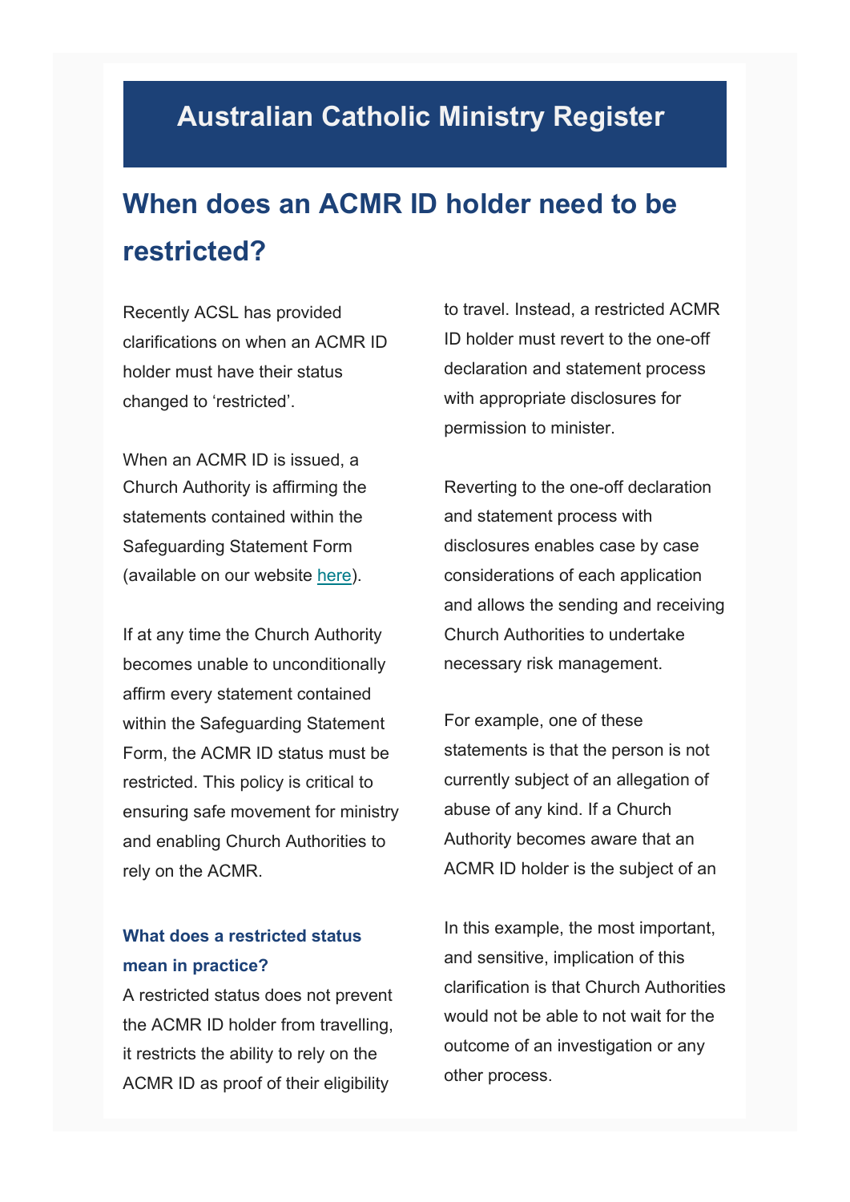# Australian Catholic Ministry Register

## When does an ACMR ID holder need to be restricted?

Recently ACSL has provided clarifications on when an ACMR ID holder must have their status changed to 'restricted'.

When an ACMR ID is issued, a Church Authority is affirming the statements contained within the Safeguarding Statement Form (available on our website here).

If at any time the Church Authority becomes unable to unconditionally affirm every statement contained within the Safeguarding Statement Form, the ACMR ID status must be restricted. This policy is critical to ensuring safe movement for ministry and enabling Church Authorities to rely on the ACMR.

### What does a restricted status mean in practice?

A restricted status does not prevent the ACMR ID holder from travelling, it restricts the ability to rely on the ACMR ID as proof of their eligibility to travel. Instead, a restricted ACMR ID holder must revert to the one-off declaration and statement process with appropriate disclosures for permission to minister.

Reverting to the one-off declaration and statement process with disclosures enables case by case considerations of each application and allows the sending and receiving Church Authorities to undertake necessary risk management.

For example, one of these statements is that the person is not currently subject of an allegation of abuse of any kind. If a Church Authority becomes aware that an ACMR ID holder is the subject of an

In this example, the most important, and sensitive, implication of this clarification is that Church Authorities would not be able to not wait for the outcome of an investigation or any other process.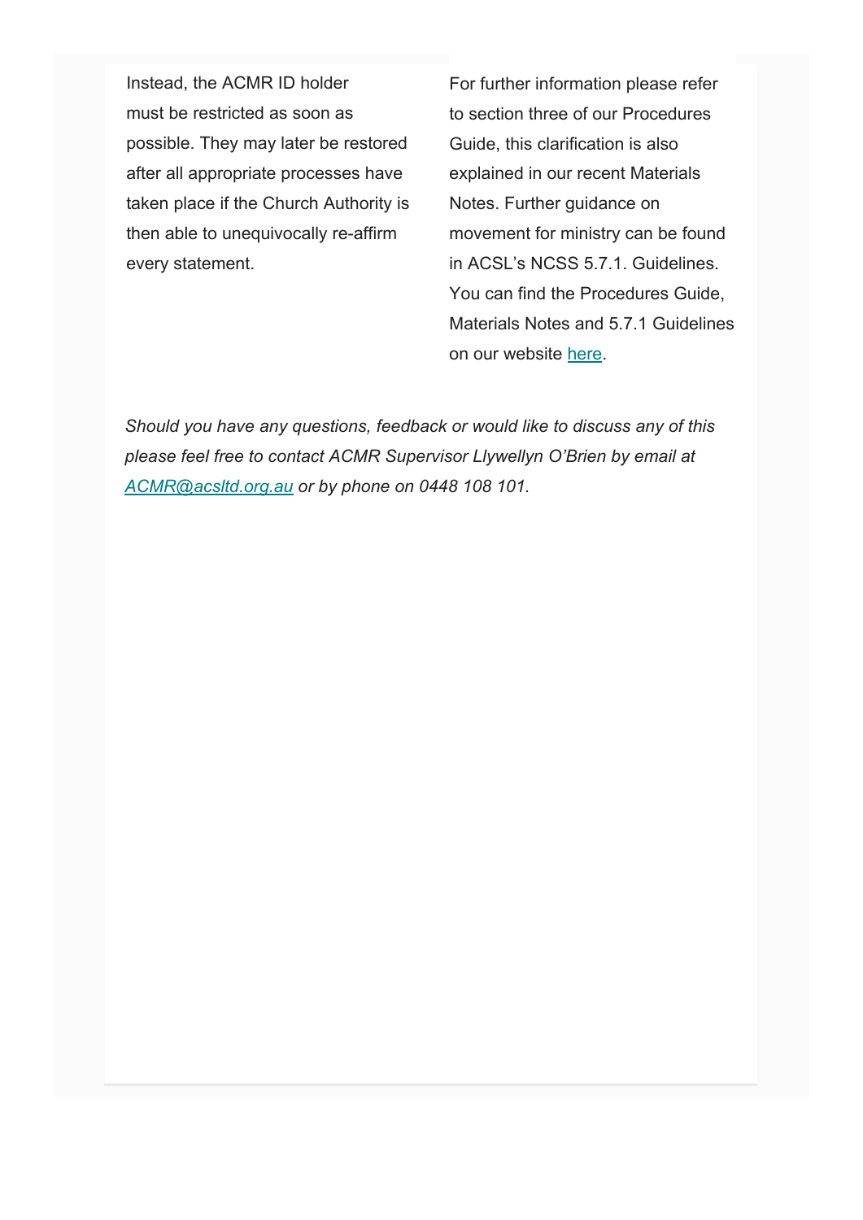Instead, the ACMR ID holder must be restricted as soon as possible. They may later be restored after all appropriate processes have taken place if the Church Authority is then able to unequivocally re-affirm every statement.

For further information please refer to section three of our Procedures Guide, this clarification is also explained in our recent Materials Notes. Further guidance on movement for ministry can be found in ACSL's NCSS 5.7.1. Guidelines. You can find the Procedures Guide, Materials Notes and 5.7.1 Guidelines on our website [here](#).

*Should you have any questions, feedback or would like to discuss any of this please feel free to contact ACMR Supervisor Llywellyn O'Brien by email at [ACMR@acsltd.org.au](mailto:ACMR@acsltd.org.au) or by phone on 0448 108 101.*